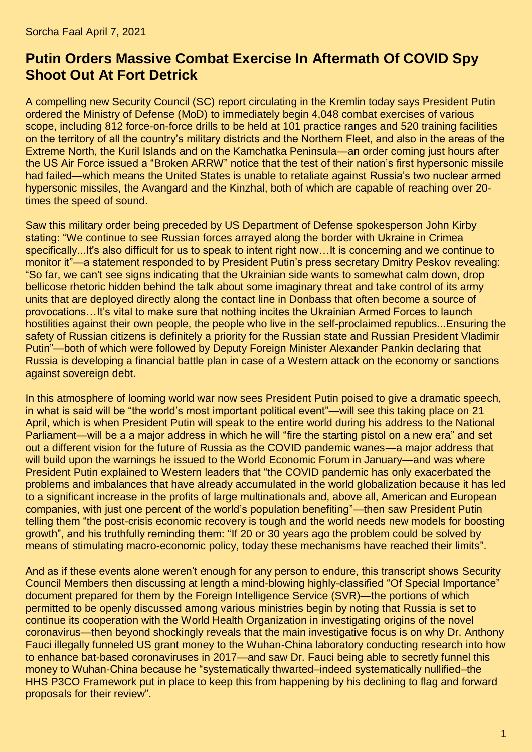Sorcha Faal April 7, 2021

# Putin Orders Massive Combat Exercise In Aftermath Of COVID Spy Shoot Out At Fort Detrick

A compelling new Security Council (SC) report circulating in the Kremlin today says President Putin ordered the Ministry of Defense (MoD) to immediately begin 4,048 combat exercises of various scope, including 812 force-on-force drills to be held at 101 practice ranges and 520 training facilities on the territory of all the country's military districts and the Northern Fleet, and also in the areas of the Extreme North, the Kuril Islands and on the Kamchatka Peninsula—an order coming just hours after the US Air Force issued a "Broken ARRW" notice that the test of their nation's first hypersonic missile had failed—which means the United States is unable to retaliate against Russia's two nuclear armed hypersonic missiles, the Avangard and the Kinzhal, both of which are capable of reaching over 20-times the speed of sound.

Saw this military order being preceded by US Department of Defense spokesperson John Kirby stating: "We continue to see Russian forces arrayed along the border with Ukraine in Crimea specifically...It's also difficult for us to speak to intent right now…It is concerning and we continue to monitor it"—a statement responded to by President Putin's press secretary Dmitry Peskov revealing: "So far, we can't see signs indicating that the Ukrainian side wants to somewhat calm down, drop bellicose rhetoric hidden behind the talk about some imaginary threat and take control of its army units that are deployed directly along the contact line in Donbass that often become a source of provocations…It's vital to make sure that nothing incites the Ukrainian Armed Forces to launch hostilities against their own people, the people who live in the self-proclaimed republics...Ensuring the safety of Russian citizens is definitely a priority for the Russian state and Russian President Vladimir Putin"—both of which were followed by Deputy Foreign Minister Alexander Pankin declaring that Russia is developing a financial battle plan in case of a Western attack on the economy or sanctions against sovereign debt.

In this atmosphere of looming world war now sees President Putin poised to give a dramatic speech, in what is said will be "the world's most important political event"—will see this taking place on 21 April, which is when President Putin will speak to the entire world during his address to the National Parliament—will be a a major address in which he will "fire the starting pistol on a new era" and set out a different vision for the future of Russia as the COVID pandemic wanes—a major address that will build upon the warnings he issued to the World Economic Forum in January—and was where President Putin explained to Western leaders that "the COVID pandemic has only exacerbated the problems and imbalances that have already accumulated in the world globalization because it has led to a significant increase in the profits of large multinationals and, above all, American and European companies, with just one percent of the world's population benefiting"—then saw President Putin telling them "the post-crisis economic recovery is tough and the world needs new models for boosting growth", and his truthfully reminding them: "If 20 or 30 years ago the problem could be solved by means of stimulating macro-economic policy, today these mechanisms have reached their limits".

And as if these events alone weren't enough for any person to endure, this transcript shows Security Council Members then discussing at length a mind-blowing highly-classified "Of Special Importance" document prepared for them by the Foreign Intelligence Service (SVR)—the portions of which permitted to be openly discussed among various ministries begin by noting that Russia is set to continue its cooperation with the World Health Organization in investigating origins of the novel coronavirus—then beyond shockingly reveals that the main investigative focus is on why Dr. Anthony Fauci illegally funneled US grant money to the Wuhan-China laboratory conducting research into how to enhance bat-based coronaviruses in 2017—and saw Dr. Fauci being able to secretly funnel this money to Wuhan-China because he "systematically thwarted–indeed systematically nullified–the HHS P3CO Framework put in place to keep this from happening by his declining to flag and forward proposals for their review".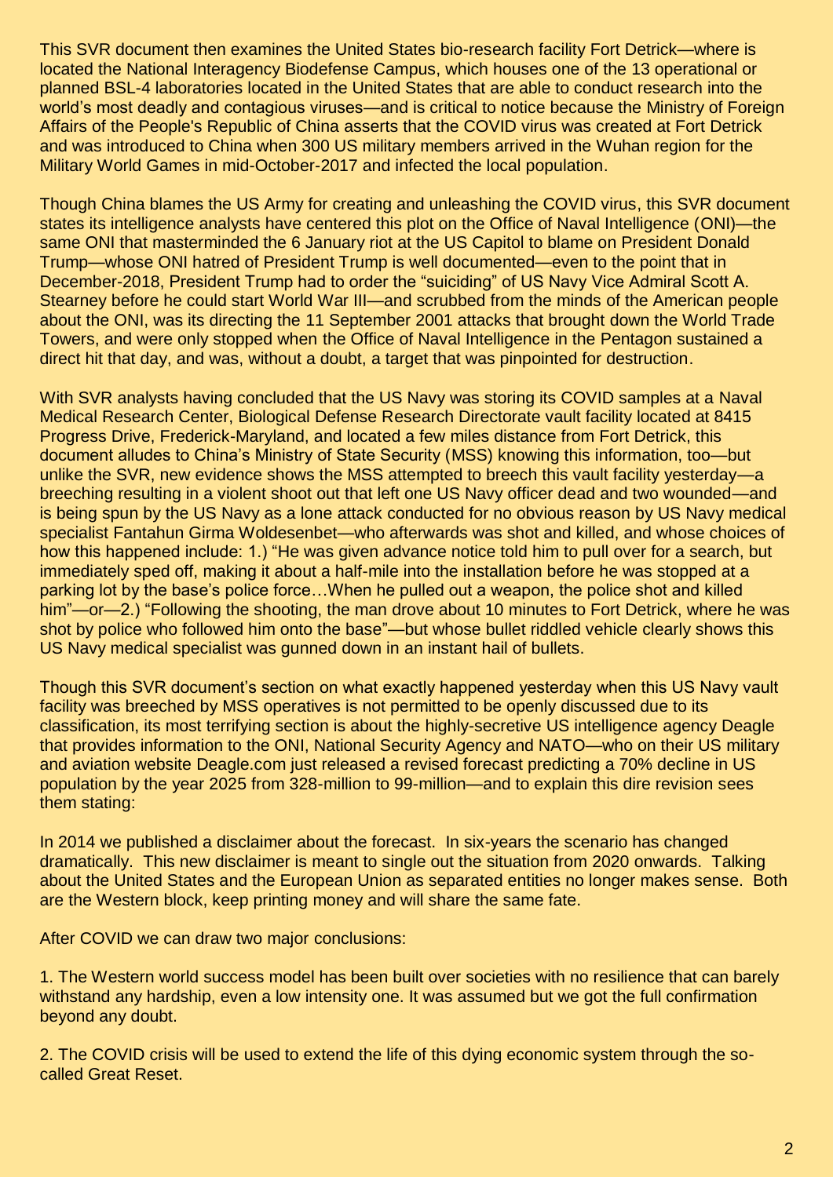This SVR document then examines the United States bio-research facility Fort Detrick—where is located the National Interagency Biodefense Campus, which houses one of the 13 operational or planned BSL-4 laboratories located in the United States that are able to conduct research into the world's most deadly and contagious viruses—and is critical to notice because the Ministry of Foreign Affairs of the People's Republic of China asserts that the COVID virus was created at Fort Detrick and was introduced to China when 300 US military members arrived in the Wuhan region for the Military World Games in mid-October-2017 and infected the local population.

Though China blames the US Army for creating and unleashing the COVID virus, this SVR document states its intelligence analysts have centered this plot on the Office of Naval Intelligence (ONI)—the same ONI that masterminded the 6 January riot at the US Capitol to blame on President Donald Trump—whose ONI hatred of President Trump is well documented—even to the point that in December-2018, President Trump had to order the "suiciding" of US Navy Vice Admiral Scott A. Stearney before he could start World War III—and scrubbed from the minds of the American people about the ONI, was its directing the 11 September 2001 attacks that brought down the World Trade Towers, and were only stopped when the Office of Naval Intelligence in the Pentagon sustained a direct hit that day, and was, without a doubt, a target that was pinpointed for destruction.

With SVR analysts having concluded that the US Navy was storing its COVID samples at a Naval Medical Research Center, Biological Defense Research Directorate vault facility located at 8415 Progress Drive, Frederick-Maryland, and located a few miles distance from Fort Detrick, this document alludes to China's Ministry of State Security (MSS) knowing this information, too—but unlike the SVR, new evidence shows the MSS attempted to breech this vault facility yesterday—a breeching resulting in a violent shoot out that left one US Navy officer dead and two wounded—and is being spun by the US Navy as a lone attack conducted for no obvious reason by US Navy medical specialist Fantahun Girma Woldesenbet—who afterwards was shot and killed, and whose choices of how this happened include: 1.) "He was given advance notice told him to pull over for a search, but immediately sped off, making it about a half-mile into the installation before he was stopped at a parking lot by the base's police force…When he pulled out a weapon, the police shot and killed him"—or—2.) "Following the shooting, the man drove about 10 minutes to Fort Detrick, where he was shot by police who followed him onto the base"—but whose bullet riddled vehicle clearly shows this US Navy medical specialist was gunned down in an instant hail of bullets.

Though this SVR document's section on what exactly happened yesterday when this US Navy vault facility was breeched by MSS operatives is not permitted to be openly discussed due to its classification, its most terrifying section is about the highly-secretive US intelligence agency Deagle that provides information to the ONI, National Security Agency and NATO—who on their US military and aviation website Deagle.com just released a revised forecast predicting a 70% decline in US population by the year 2025 from 328-million to 99-million—and to explain this dire revision sees them stating:

In 2014 we published a disclaimer about the forecast. In six-years the scenario has changed dramatically. This new disclaimer is meant to single out the situation from 2020 onwards. Talking about the United States and the European Union as separated entities no longer makes sense. Both are the Western block, keep printing money and will share the same fate.

After COVID we can draw two major conclusions:

1. The Western world success model has been built over societies with no resilience that can barely withstand any hardship, even a low intensity one. It was assumed but we got the full confirmation beyond any doubt.

2. The COVID crisis will be used to extend the life of this dying economic system through the so-called Great Reset.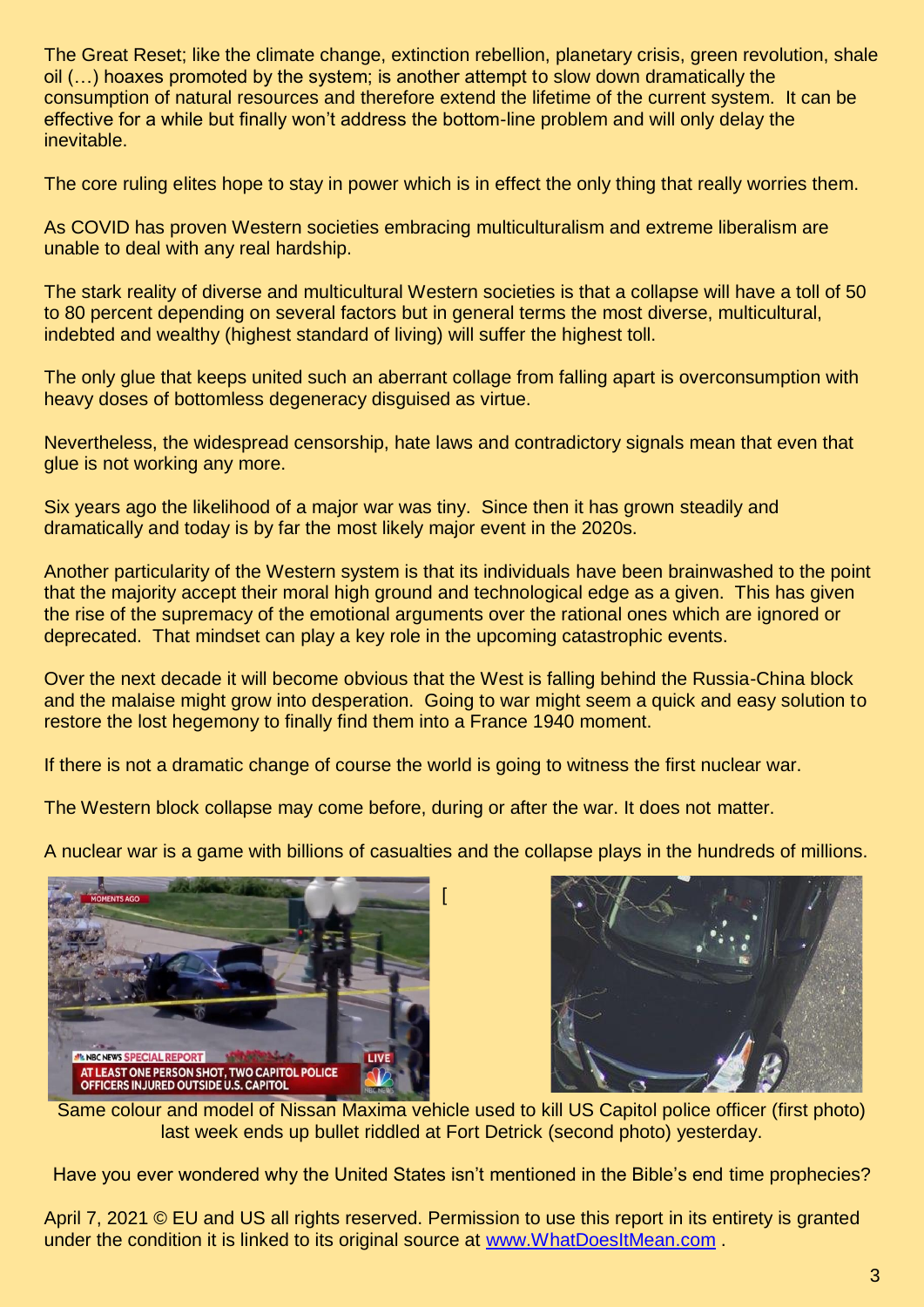The Great Reset; like the climate change, extinction rebellion, planetary crisis, green revolution, shale oil (…) hoaxes promoted by the system; is another attempt to slow down dramatically the consumption of natural resources and therefore extend the lifetime of the current system. It can be effective for a while but finally won't address the bottom-line problem and will only delay the inevitable.

The core ruling elites hope to stay in power which is in effect the only thing that really worries them.

As COVID has proven Western societies embracing multiculturalism and extreme liberalism are unable to deal with any real hardship.

The stark reality of diverse and multicultural Western societies is that a collapse will have a toll of 50 to 80 percent depending on several factors but in general terms the most diverse, multicultural, indebted and wealthy (highest standard of living) will suffer the highest toll.

The only glue that keeps united such an aberrant collage from falling apart is overconsumption with heavy doses of bottomless degeneracy disguised as virtue.

Nevertheless, the widespread censorship, hate laws and contradictory signals mean that even that glue is not working any more.

Six years ago the likelihood of a major war was tiny. Since then it has grown steadily and dramatically and today is by far the most likely major event in the 2020s.

Another particularity of the Western system is that its individuals have been brainwashed to the point that the majority accept their moral high ground and technological edge as a given. This has given the rise of the supremacy of the emotional arguments over the rational ones which are ignored or deprecated. That mindset can play a key role in the upcoming catastrophic events.

Over the next decade it will become obvious that the West is falling behind the Russia-China block and the malaise might grow into desperation. Going to war might seem a quick and easy solution to restore the lost hegemony to finally find them into a France 1940 moment.

If there is not a dramatic change of course the world is going to witness the first nuclear war.

The Western block collapse may come before, during or after the war. It does not matter.

A nuclear war is a game with billions of casualties and the collapse plays in the hundreds of millions.

[

Same colour and model of Nissan Maxima vehicle used to kill US Capitol police officer (first photo) last week ends up bullet riddled at Fort Detrick (second photo) yesterday.

Have you ever wondered why the United States isn't mentioned in the Bible's end time prophecies?

April 7, 2021 © EU and US all rights reserved. Permission to use this report in its entirety is granted under the condition it is linked to its original source at www.WhatDoesItMean.com .